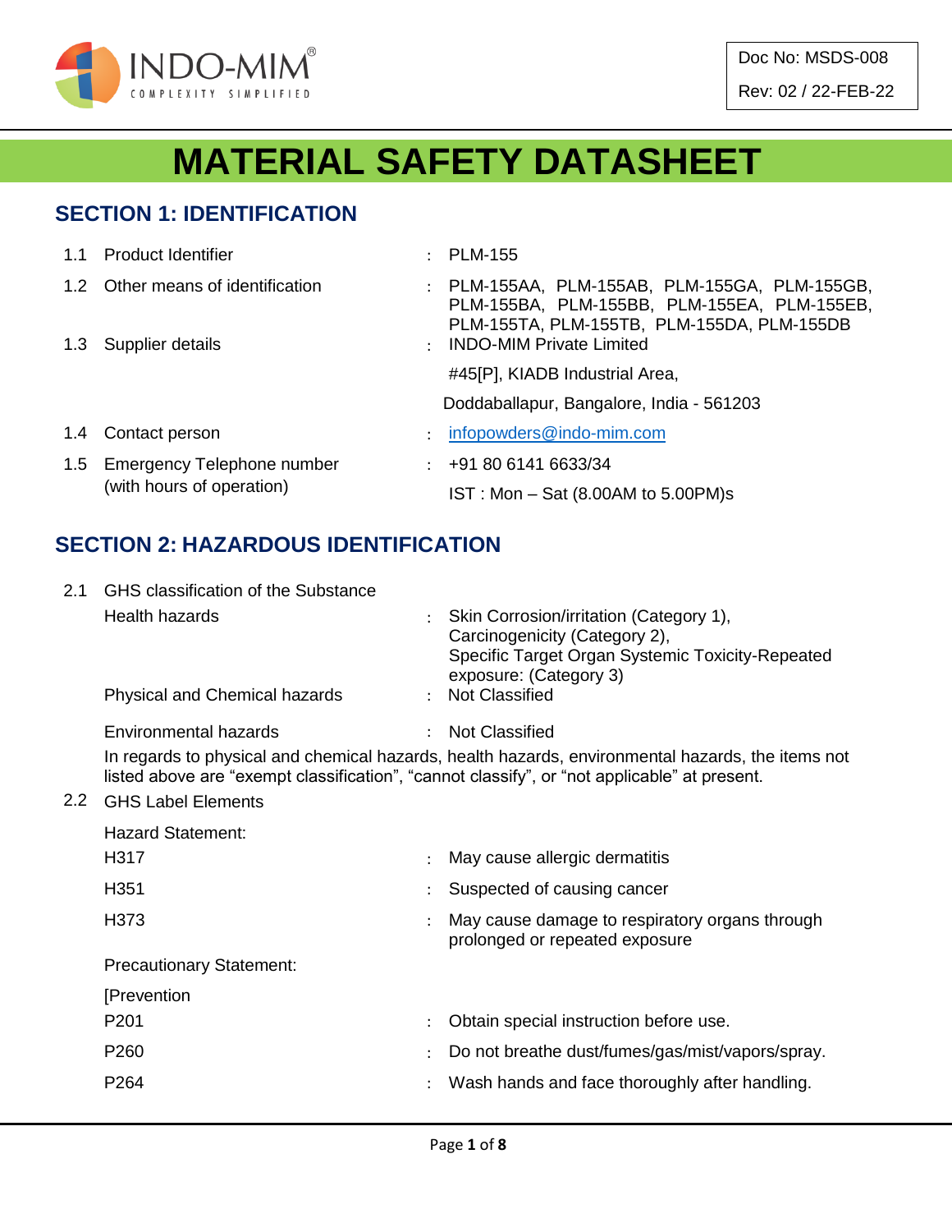Doc No: MSDS-008

Rev: 02 / 22-FEB-22

# MATERIAL SAFETY DATASHEET

## SECTION 1: IDENTIFICATION

| | | | |
|---|---|---|---|
| 1.1 | Product Identifier | : | PLM-155 |
| 1.2 | Other means of identification | : | PLM-155AA, PLM-155AB, PLM-155GA, PLM-155GB, PLM-155BA, PLM-155BB, PLM-155EA, PLM-155EB, PLM-155TA, PLM-155TB, PLM-155DA, PLM-155DB |
| 1.3 | Supplier details | : | INDO-MIM Private Limited<br>#45[P], KIADB Industrial Area,<br>Doddaballapur, Bangalore, India - 561203 |
| 1.4 | Contact person | : | infopowders@indo-mim.com |
| 1.5 | Emergency Telephone number (with hours of operation) | : | +91 80 6141 6633/34<br>IST : Mon – Sat (8.00AM to 5.00PM)s |

## SECTION 2: HAZARDOUS IDENTIFICATION

2.1 GHS classification of the Substance

| | | |
|---|---|---|
| Health hazards | : | Skin Corrosion/irritation (Category 1),<br>Carcinogenicity (Category 2),<br>Specific Target Organ Systemic Toxicity-Repeated exposure: (Category 3) |
| Physical and Chemical hazards | : | Not Classified |
| Environmental hazards | : | Not Classified |

In regards to physical and chemical hazards, health hazards, environmental hazards, the items not listed above are "exempt classification", "cannot classify", or "not applicable" at present.

2.2 GHS Label Elements

Hazard Statement:

| | | |
|---|---|---|
| H317 | : | May cause allergic dermatitis |
| H351 | : | Suspected of causing cancer |
| H373 | : | May cause damage to respiratory organs through prolonged or repeated exposure |

Precautionary Statement:

[Prevention

| | | |
|---|---|---|
| P201 | : | Obtain special instruction before use. |
| P260 | : | Do not breathe dust/fumes/gas/mist/vapors/spray. |
| P264 | : | Wash hands and face thoroughly after handling. |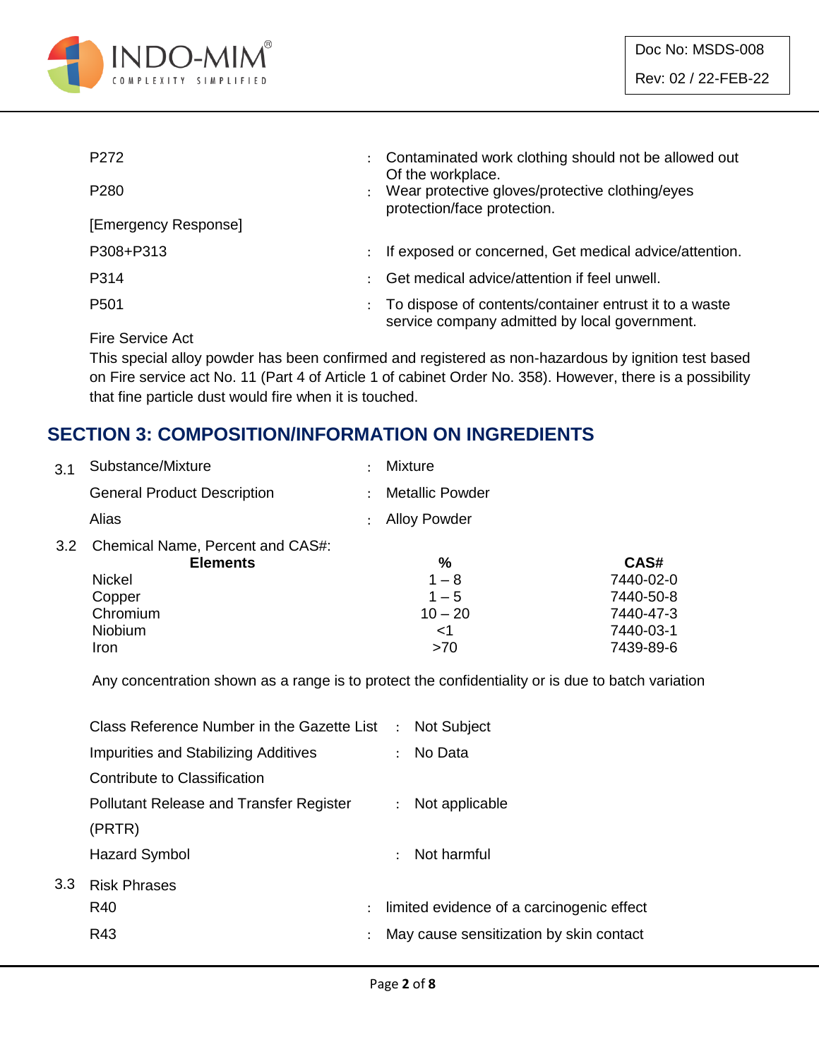P272 : Contaminated work clothing should not be allowed out Of the workplace.

P280 : Wear protective gloves/protective clothing/eyes protection/face protection.

[Emergency Response]

P308+P313 : If exposed or concerned, Get medical advice/attention.

P314 : Get medical advice/attention if feel unwell.

P501 : To dispose of contents/container entrust it to a waste service company admitted by local government.

Fire Service Act

This special alloy powder has been confirmed and registered as non-hazardous by ignition test based on Fire service act No. 11 (Part 4 of Article 1 of cabinet Order No. 358). However, there is a possibility that fine particle dust would fire when it is touched.

## SECTION 3: COMPOSITION/INFORMATION ON INGREDIENTS

3.1 Substance/Mixture : Mixture

General Product Description : Metallic Powder

Alias : Alloy Powder

3.2 Chemical Name, Percent and CAS#:

| Elements | % | CAS# |
|---|---|---|
| Nickel | 1 – 8 | 7440-02-0 |
| Copper | 1 – 5 | 7440-50-8 |
| Chromium | 10 – 20 | 7440-47-3 |
| Niobium | <1 | 7440-03-1 |
| Iron | >70 | 7439-89-6 |

Any concentration shown as a range is to protect the confidentiality or is due to batch variation

Class Reference Number in the Gazette List : Not Subject

Impurities and Stabilizing Additives : No Data

Contribute to Classification

Pollutant Release and Transfer Register (PRTR) : Not applicable

Hazard Symbol : Not harmful

3.3 Risk Phrases

R40 : limited evidence of a carcinogenic effect

R43 : May cause sensitization by skin contact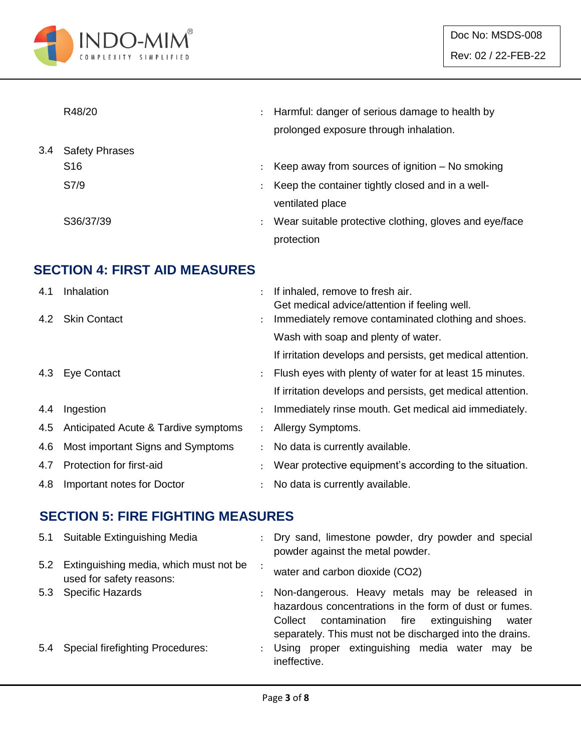| | | | |
|---|---|---|---|
| | R48/20 | : | Harmful: danger of serious damage to health by prolonged exposure through inhalation. |
| 3.4 | Safety Phrases | | |
| | S16 | : | Keep away from sources of ignition – No smoking |
| | S7/9 | : | Keep the container tightly closed and in a well-ventilated place |
| | S36/37/39 | : | Wear suitable protective clothing, gloves and eye/face protection |

## SECTION 4: FIRST AID MEASURES

| | | | |
|---|---|---|---|
| 4.1 | Inhalation | : | If inhaled, remove to fresh air. Get medical advice/attention if feeling well. |
| 4.2 | Skin Contact | : | Immediately remove contaminated clothing and shoes. Wash with soap and plenty of water. If irritation develops and persists, get medical attention. |
| 4.3 | Eye Contact | : | Flush eyes with plenty of water for at least 15 minutes. If irritation develops and persists, get medical attention. |
| 4.4 | Ingestion | : | Immediately rinse mouth. Get medical aid immediately. |
| 4.5 | Anticipated Acute & Tardive symptoms | : | Allergy Symptoms. |
| 4.6 | Most important Signs and Symptoms | : | No data is currently available. |
| 4.7 | Protection for first-aid | : | Wear protective equipment's according to the situation. |
| 4.8 | Important notes for Doctor | : | No data is currently available. |

## SECTION 5: FIRE FIGHTING MEASURES

| | | | |
|---|---|---|---|
| 5.1 | Suitable Extinguishing Media | : | Dry sand, limestone powder, dry powder and special powder against the metal powder. |
| 5.2 | Extinguishing media, which must not be used for safety reasons: | : | water and carbon dioxide ($CO_2$) |
| 5.3 | Specific Hazards | : | Non-dangerous. Heavy metals may be released in hazardous concentrations in the form of dust or fumes. Collect contamination fire extinguishing water separately. This must not be discharged into the drains. |
| 5.4 | Special firefighting Procedures: | : | Using proper extinguishing media water may be ineffective. |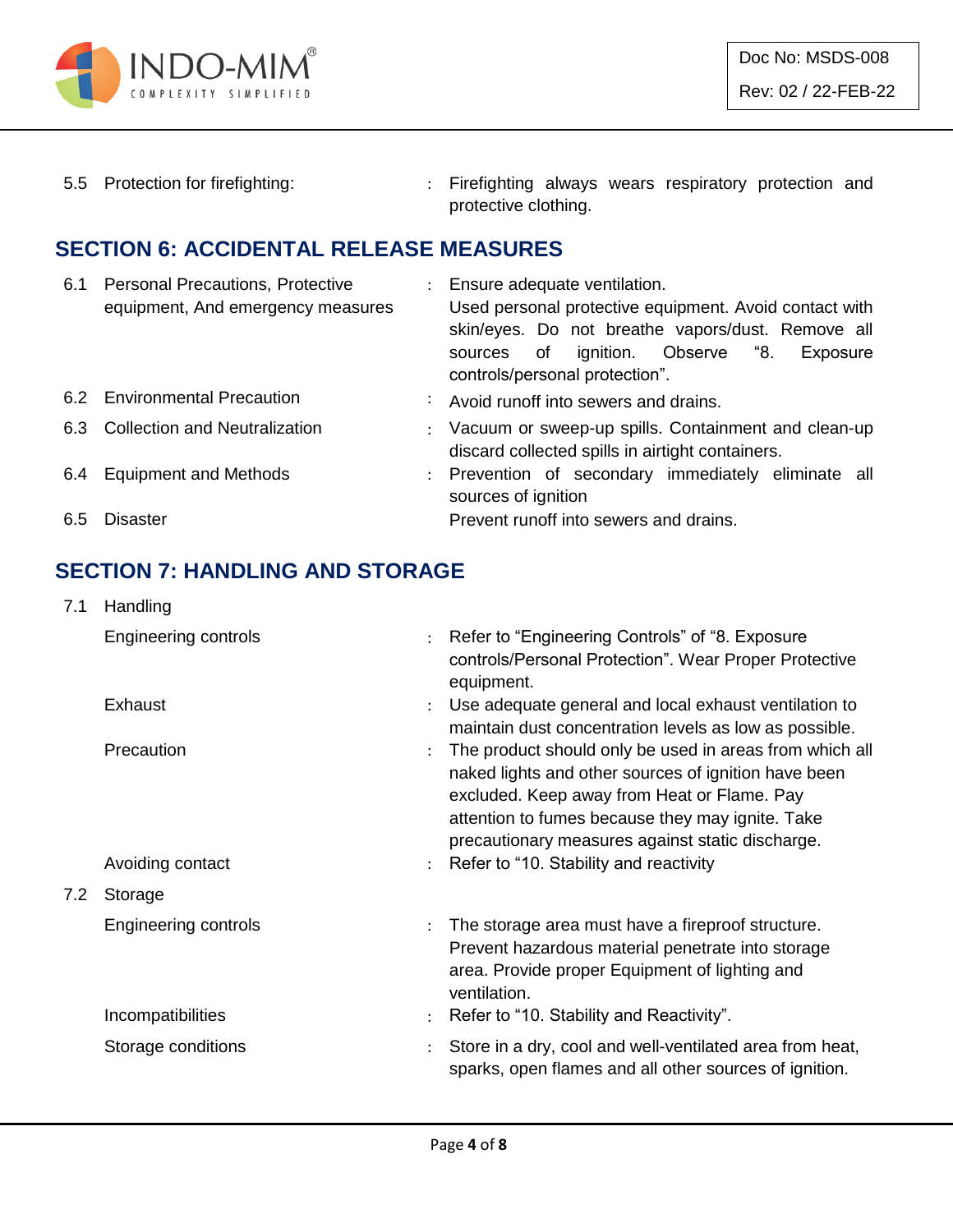| | | | |
|---|---|---|---|
| 5.5 | Protection for firefighting: | : | Firefighting always wears respiratory protection and protective clothing. |

## SECTION 6: ACCIDENTAL RELEASE MEASURES

| | | | |
|---|---|---|---|
| 6.1 | Personal Precautions, Protective equipment, And emergency measures | : | Ensure adequate ventilation. Used personal protective equipment. Avoid contact with skin/eyes. Do not breathe vapors/dust. Remove all sources of ignition. Observe "8. Exposure controls/personal protection". |
| 6.2 | Environmental Precaution | : | Avoid runoff into sewers and drains. |
| 6.3 | Collection and Neutralization | : | Vacuum or sweep-up spills. Containment and clean-up discard collected spills in airtight containers. |
| 6.4 | Equipment and Methods | : | Prevention of secondary immediately eliminate all sources of ignition |
| 6.5 | Disaster | | Prevent runoff into sewers and drains. |

## SECTION 7: HANDLING AND STORAGE

| | | | |
|---|---|---|---|
| 7.1 | Handling | | |
| | Engineering controls | : | Refer to "Engineering Controls" of "8. Exposure controls/Personal Protection". Wear Proper Protective equipment. |
| | Exhaust | : | Use adequate general and local exhaust ventilation to maintain dust concentration levels as low as possible. |
| | Precaution | : | The product should only be used in areas from which all naked lights and other sources of ignition have been excluded. Keep away from Heat or Flame. Pay attention to fumes because they may ignite. Take precautionary measures against static discharge. |
| | Avoiding contact | : | Refer to "10. Stability and reactivity |
| 7.2 | Storage | | |
| | Engineering controls | : | The storage area must have a fireproof structure. Prevent hazardous material penetrate into storage area. Provide proper Equipment of lighting and ventilation. |
| | Incompatibilities | : | Refer to "10. Stability and Reactivity". |
| | Storage conditions | : | Store in a dry, cool and well-ventilated area from heat, sparks, open flames and all other sources of ignition. |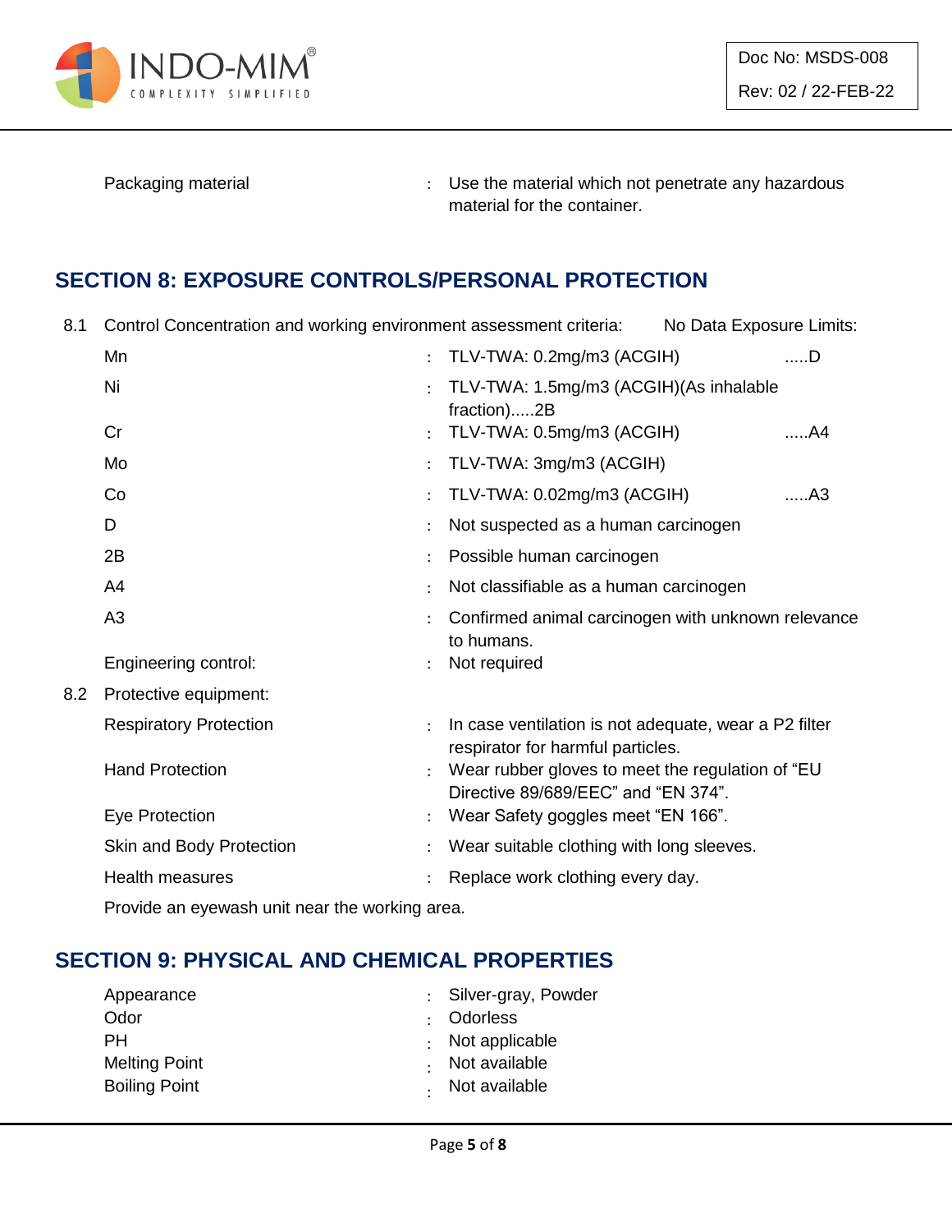Packaging material : Use the material which not penetrate any hazardous material for the container.

## SECTION 8: EXPOSURE CONTROLS/PERSONAL PROTECTION

8.1 Control Concentration and working environment assessment criteria: No Data Exposure Limits:

| | | |
|---|---|---|
| Mn | : | TLV-TWA: 0.2mg/m3 (ACGIH) .....D |
| Ni | : | TLV-TWA: 1.5mg/m3 (ACGIH)(As inhalable fraction).....2B |
| Cr | : | TLV-TWA: 0.5mg/m3 (ACGIH) .....A4 |
| Mo | : | TLV-TWA: 3mg/m3 (ACGIH) |
| Co | : | TLV-TWA: 0.02mg/m3 (ACGIH) .....A3 |
| D | : | Not suspected as a human carcinogen |
| 2B | : | Possible human carcinogen |
| A4 | : | Not classifiable as a human carcinogen |
| A3 | : | Confirmed animal carcinogen with unknown relevance to humans. |
| Engineering control: | : | Not required |

8.2 Protective equipment:

| | | |
|---|---|---|
| Respiratory Protection | : | In case ventilation is not adequate, wear a P2 filter respirator for harmful particles. |
| Hand Protection | : | Wear rubber gloves to meet the regulation of “EU Directive 89/689/EEC” and “EN 374”. |
| Eye Protection | : | Wear Safety goggles meet “EN 166”. |
| Skin and Body Protection | : | Wear suitable clothing with long sleeves. |
| Health measures | : | Replace work clothing every day. |

Provide an eyewash unit near the working area.

## SECTION 9: PHYSICAL AND CHEMICAL PROPERTIES

| | | |
|---|---|---|
| Appearance | : | Silver-gray, Powder |
| Odor | : | Odorless |
| PH | : | Not applicable |
| Melting Point | : | Not available |
| Boiling Point | : | Not available |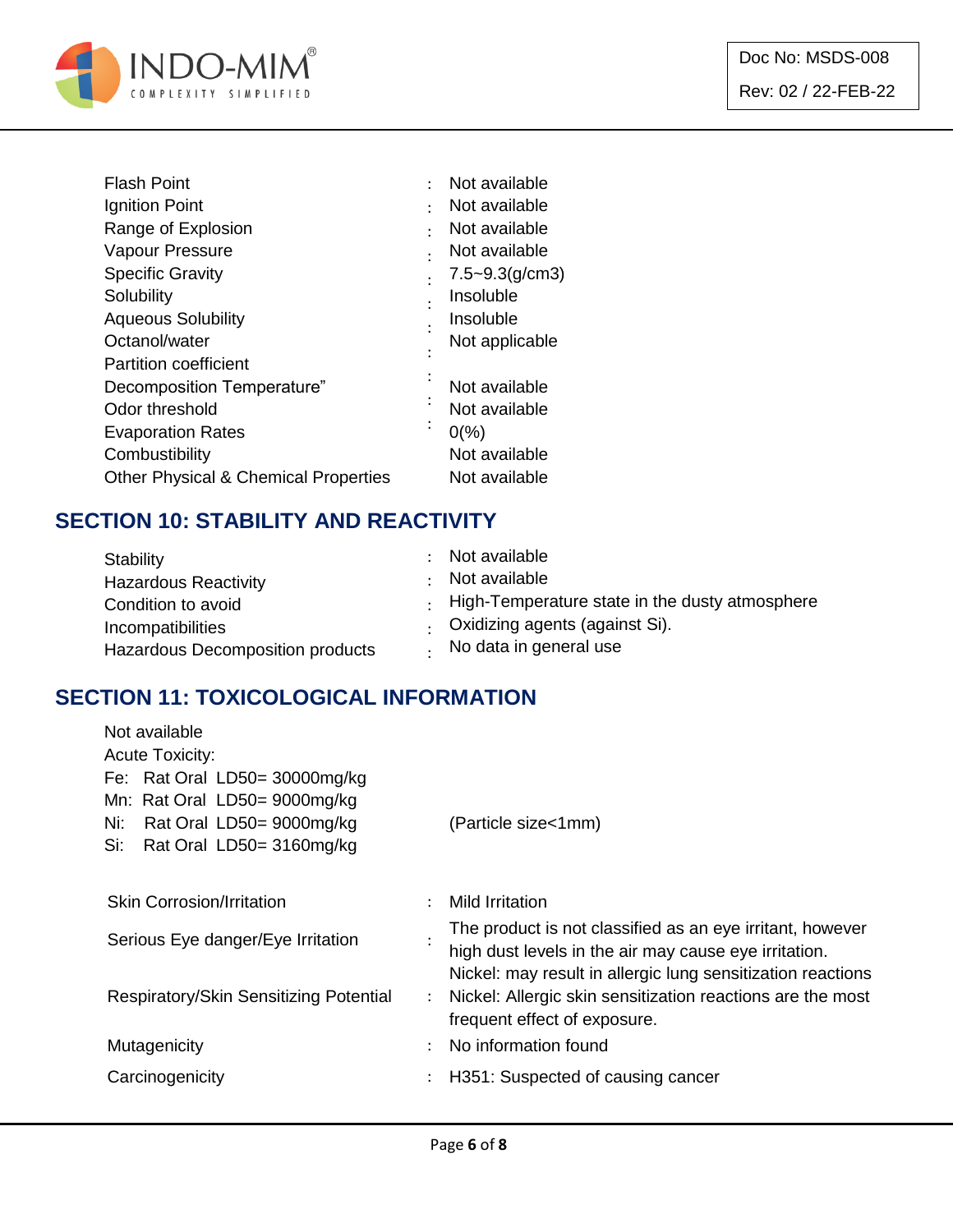| | | |
|---|---|---|
| Flash Point | : | Not available |
| Ignition Point | : | Not available |
| Range of Explosion | : | Not available |
| Vapour Pressure | : | Not available |
| Specific Gravity | : | 7.5~9.3(g/cm3) |
| Solubility | : | Insoluble |
| Aqueous Solubility | : | Insoluble |
| Octanol/water Partition coefficient | : | Not applicable |
| Decomposition Temperature” | : | Not available |
| Odor threshold | : | Not available |
| Evaporation Rates | : | 0(%) |
| Combustibility | | Not available |
| Other Physical & Chemical Properties | | Not available |

## SECTION 10: STABILITY AND REACTIVITY

| | | |
|---|---|---|
| Stability | : | Not available |
| Hazardous Reactivity | : | Not available |
| Condition to avoid | : | High-Temperature state in the dusty atmosphere |
| Incompatibilities | : | Oxidizing agents (against Si). |
| Hazardous Decomposition products | : | No data in general use |

## SECTION 11: TOXICOLOGICAL INFORMATION

Not available

Acute Toxicity:

Fe: Rat Oral LD50= 30000mg/kg

Mn: Rat Oral LD50= 9000mg/kg

Ni: Rat Oral LD50= 9000mg/kg (Particle size<1mm)

Si: Rat Oral LD50= 3160mg/kg

| | | |
|---|---|---|
| Skin Corrosion/Irritation | : | Mild Irritation |
| Serious Eye danger/Eye Irritation | : | The product is not classified as an eye irritant, however high dust levels in the air may cause eye irritation. |
| Respiratory/Skin Sensitizing Potential | : | Nickel: may result in allergic lung sensitization reactions<br>Nickel: Allergic skin sensitization reactions are the most frequent effect of exposure. |
| Mutagenicity | : | No information found |
| Carcinogenicity | : | H351: Suspected of causing cancer |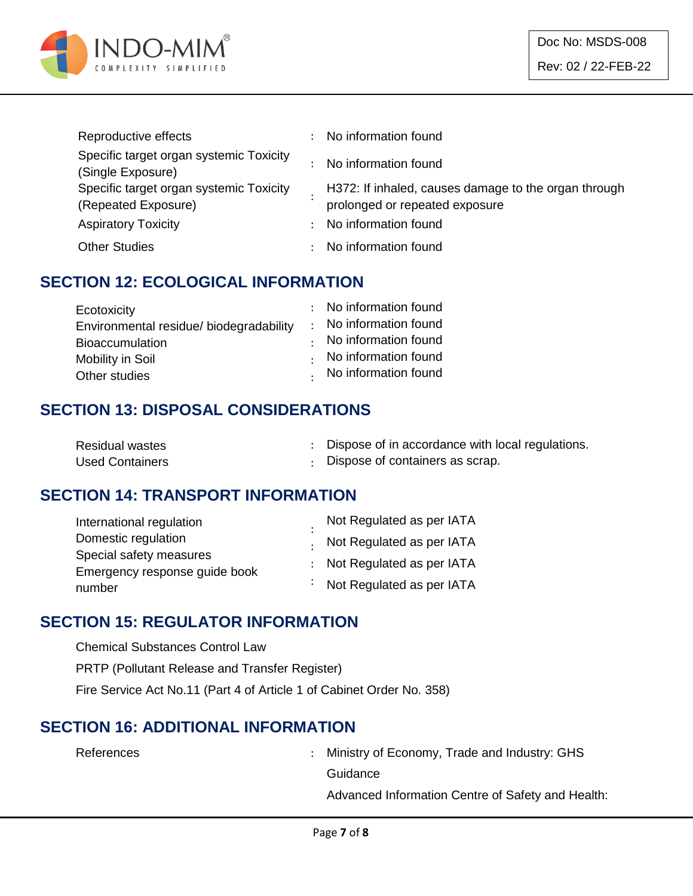| | | |
|---|---|---|
| Reproductive effects | : | No information found |
| Specific target organ systemic Toxicity (Single Exposure) | : | No information found |
| Specific target organ systemic Toxicity (Repeated Exposure) | : | H372: If inhaled, causes damage to the organ through prolonged or repeated exposure |
| Aspiratory Toxicity | : | No information found |
| Other Studies | : | No information found |

## SECTION 12: ECOLOGICAL INFORMATION

| | | |
|---|---|---|
| Ecotoxicity | : | No information found |
| Environmental residue/ biodegradability | : | No information found |
| Bioaccumulation | : | No information found |
| Mobility in Soil | : | No information found |
| Other studies | : | No information found |

## SECTION 13: DISPOSAL CONSIDERATIONS

| | | |
|---|---|---|
| Residual wastes | : | Dispose of in accordance with local regulations. |
| Used Containers | : | Dispose of containers as scrap. |

## SECTION 14: TRANSPORT INFORMATION

| | | |
|---|---|---|
| International regulation | : | Not Regulated as per IATA |
| Domestic regulation | : | Not Regulated as per IATA |
| Special safety measures | : | Not Regulated as per IATA |
| Emergency response guide book number | : | Not Regulated as per IATA |

## SECTION 15: REGULATOR INFORMATION

Chemical Substances Control Law

PRTP (Pollutant Release and Transfer Register)

Fire Service Act No.11 (Part 4 of Article 1 of Cabinet Order No. 358)

## SECTION 16: ADDITIONAL INFORMATION

| | | |
|---|---|---|
| References | : | Ministry of Economy, Trade and Industry: GHS Guidance<br>Advanced Information Centre of Safety and Health: |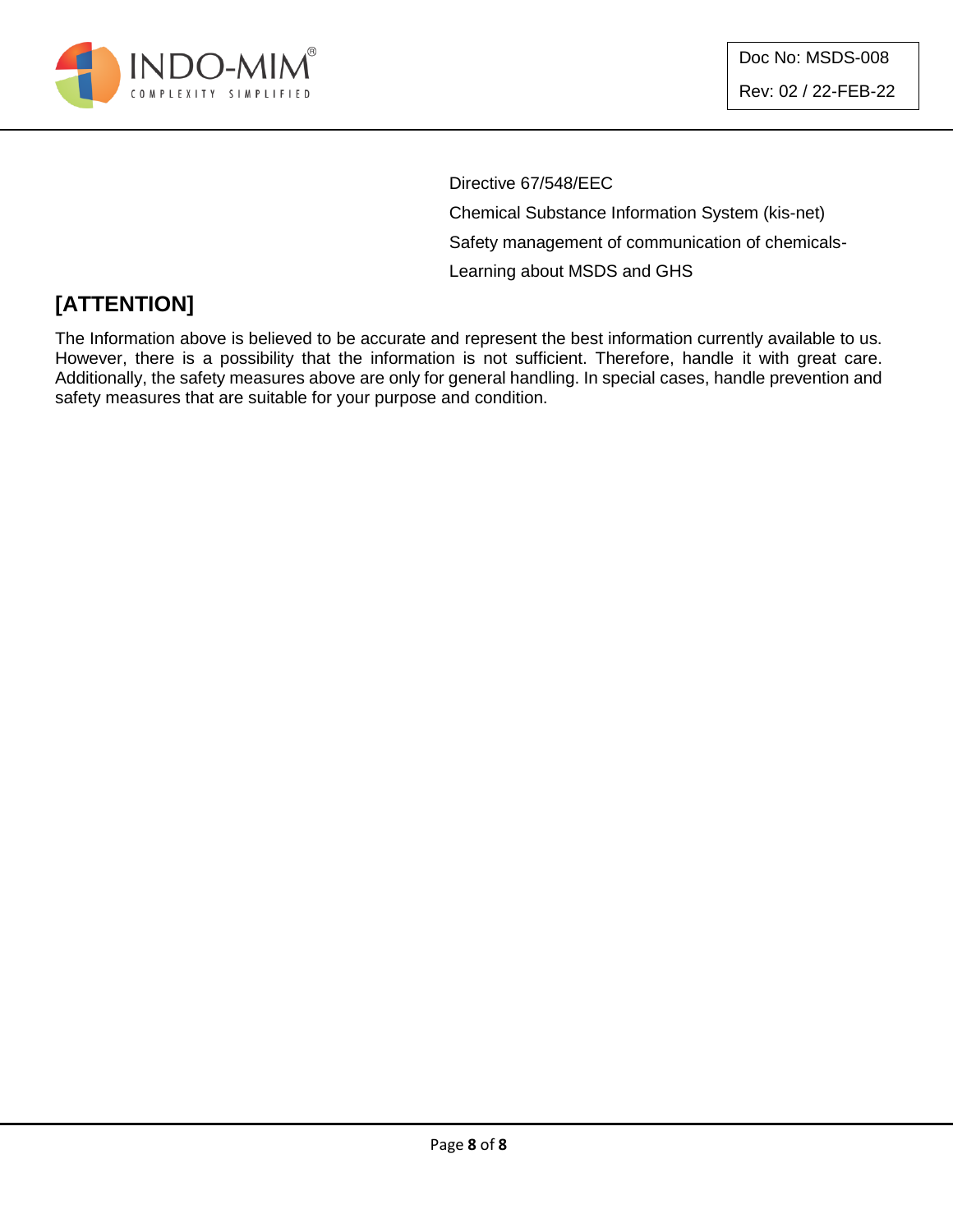Directive 67/548/EEC

Chemical Substance Information System (kis-net)

Safety management of communication of chemicals-

Learning about MSDS and GHS

## [ATTENTION]

The Information above is believed to be accurate and represent the best information currently available to us. However, there is a possibility that the information is not sufficient. Therefore, handle it with great care. Additionally, the safety measures above are only for general handling. In special cases, handle prevention and safety measures that are suitable for your purpose and condition.